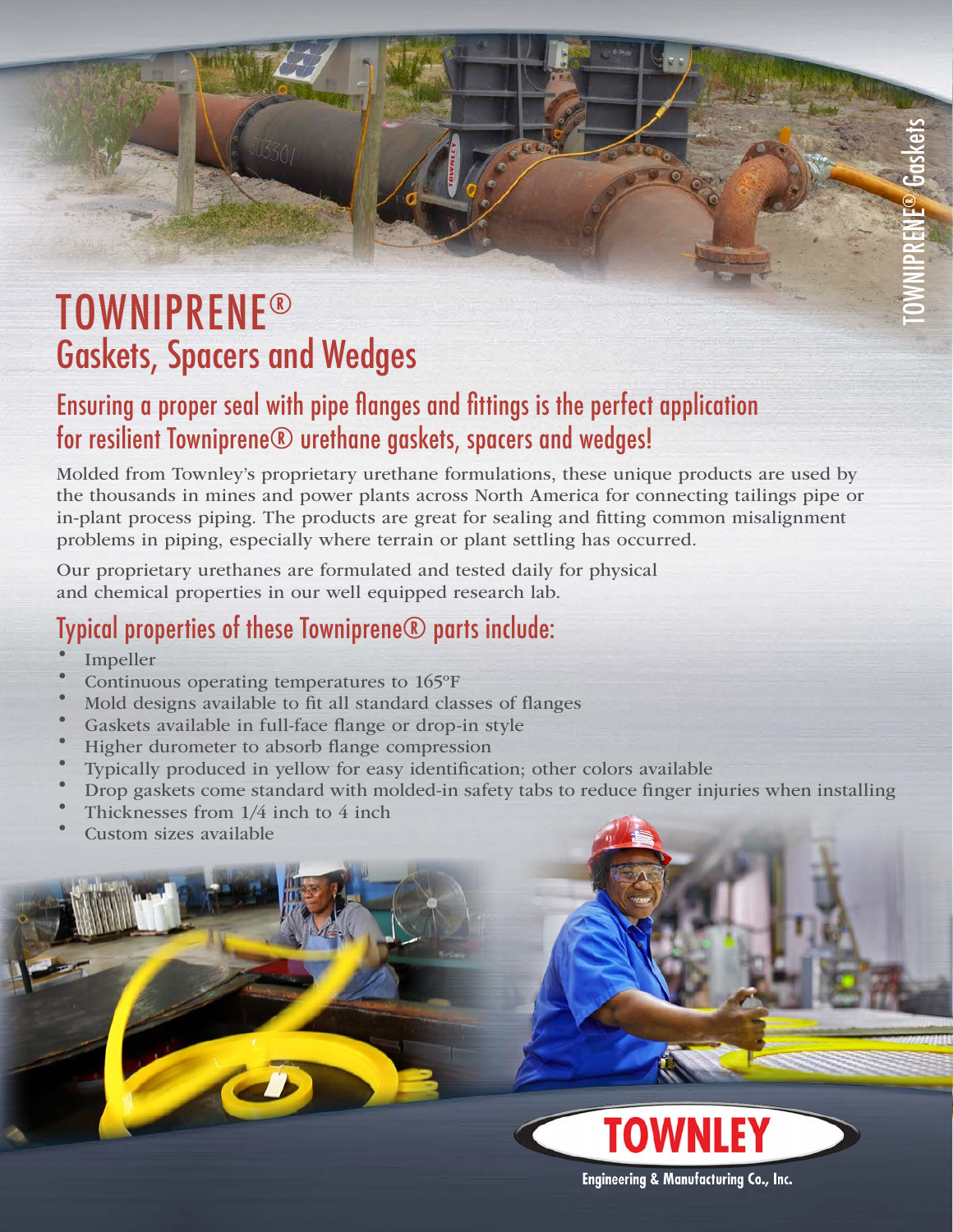# TOWNIPRENE®
## Gaskets, Spacers and Wedges

### Ensuring a proper seal with pipe flanges and fittings is the perfect application for resilient Towniprene® urethane gaskets, spacers and wedges!

Molded from Townley's proprietary urethane formulations, these unique products are used by the thousands in mines and power plants across North America for connecting tailings pipe or in-plant process piping. The products are great for sealing and fitting common misalignment problems in piping, especially where terrain or plant settling has occurred.

Our proprietary urethanes are formulated and tested daily for physical and chemical properties in our well equipped research lab.

### Typical properties of these Towniprene® parts include:

- Impeller
- Continuous operating temperatures to 165ºF
- Mold designs available to fit all standard classes of flanges
- Gaskets available in full-face flange or drop-in style
- Higher durometer to absorb flange compression
- Typically produced in yellow for easy identification; other colors available
- Drop gaskets come standard with molded-in safety tabs to reduce finger injuries when installing
- Thicknesses from 1/4 inch to 4 inch
- Custom sizes available

**TOWNLEY**
Engineering & Manufacturing Co., Inc.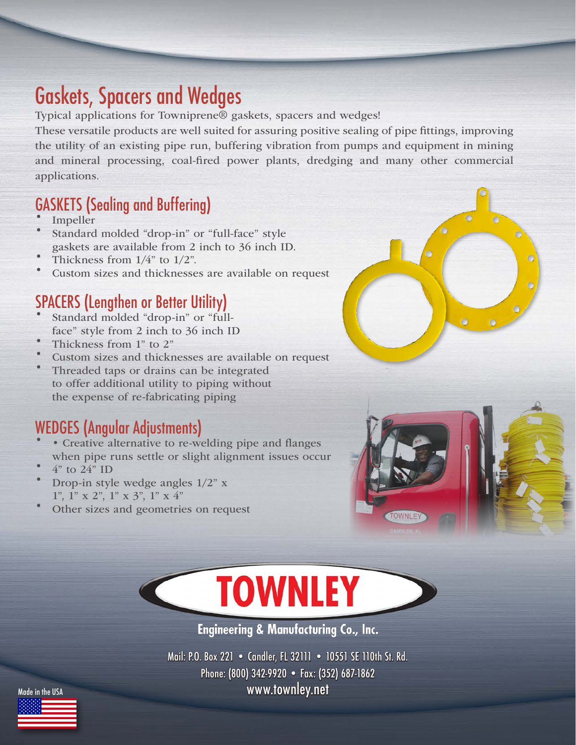# Gaskets, Spacers and Wedges

Typical applications for Towniprene® gaskets, spacers and wedges!

These versatile products are well suited for assuring positive sealing of pipe fittings, improving the utility of an existing pipe run, buffering vibration from pumps and equipment in mining and mineral processing, coal-fired power plants, dredging and many other commercial applications.

## GASKETS (Sealing and Buffering)

- Impeller
- Standard molded "drop-in" or "full-face" style gaskets are available from 2 inch to 36 inch ID.
- Thickness from 1/4" to 1/2".
- Custom sizes and thicknesses are available on request

## SPACERS (Lengthen or Better Utility)

- Standard molded "drop-in" or "full-face" style from 2 inch to 36 inch ID
- Thickness from 1" to 2"
- Custom sizes and thicknesses are available on request
- Threaded taps or drains can be integrated to offer additional utility to piping without the expense of re-fabricating piping

## WEDGES (Angular Adjustments)

- • Creative alternative to re-welding pipe and flanges when pipe runs settle or slight alignment issues occur
- 4" to 24" ID
- Drop-in style wedge angles 1/2" x 1", 1" x 2", 1" x 3", 1" x 4"
- Other sizes and geometries on request

TOWNLEY

Engineering & Manufacturing Co., Inc.

Mail: P.O. Box 221 • Candler, FL 32111 • 10551 SE 110th St. Rd.

Phone: (800) 342-9920 • Fax: (352) 687-1862

www.townley.net

Made in the USA